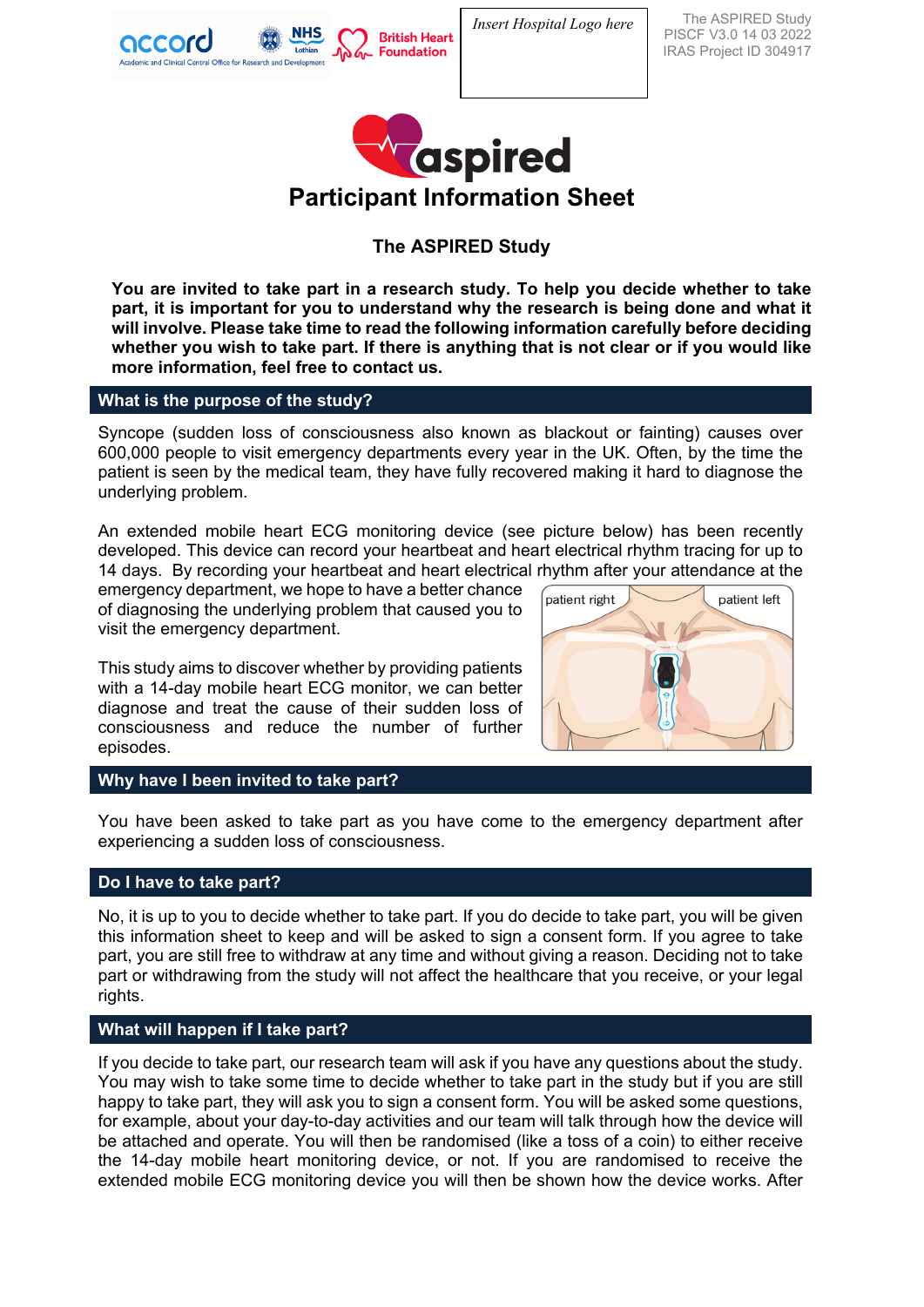Insert Hospital Logo here

The ASPIRED Study
PISCF V3.0 14 03 2022
IRAS Project ID 304917

# Participant Information Sheet

## The ASPIRED Study

**You are invited to take part in a research study. To help you decide whether to take part, it is important for you to understand why the research is being done and what it will involve. Please take time to read the following information carefully before deciding whether you wish to take part. If there is anything that is not clear or if you would like more information, feel free to contact us.**

### What is the purpose of the study?

Syncope (sudden loss of consciousness also known as blackout or fainting) causes over 600,000 people to visit emergency departments every year in the UK. Often, by the time the patient is seen by the medical team, they have fully recovered making it hard to diagnose the underlying problem.

An extended mobile heart ECG monitoring device (see picture below) has been recently developed. This device can record your heartbeat and heart electrical rhythm tracing for up to 14 days. By recording your heartbeat and heart electrical rhythm after your attendance at the emergency department, we hope to have a better chance of diagnosing the underlying problem that caused you to visit the emergency department.

patient right / patient left

This study aims to discover whether by providing patients with a 14-day mobile heart ECG monitor, we can better diagnose and treat the cause of their sudden loss of consciousness and reduce the number of further episodes.

### Why have I been invited to take part?

You have been asked to take part as you have come to the emergency department after experiencing a sudden loss of consciousness.

### Do I have to take part?

No, it is up to you to decide whether to take part. If you do decide to take part, you will be given this information sheet to keep and will be asked to sign a consent form. If you agree to take part, you are still free to withdraw at any time and without giving a reason. Deciding not to take part or withdrawing from the study will not affect the healthcare that you receive, or your legal rights.

### What will happen if I take part?

If you decide to take part, our research team will ask if you have any questions about the study. You may wish to take some time to decide whether to take part in the study but if you are still happy to take part, they will ask you to sign a consent form. You will be asked some questions, for example, about your day-to-day activities and our team will talk through how the device will be attached and operate. You will then be randomised (like a toss of a coin) to either receive the 14-day mobile heart monitoring device, or not. If you are randomised to receive the extended mobile ECG monitoring device you will then be shown how the device works. After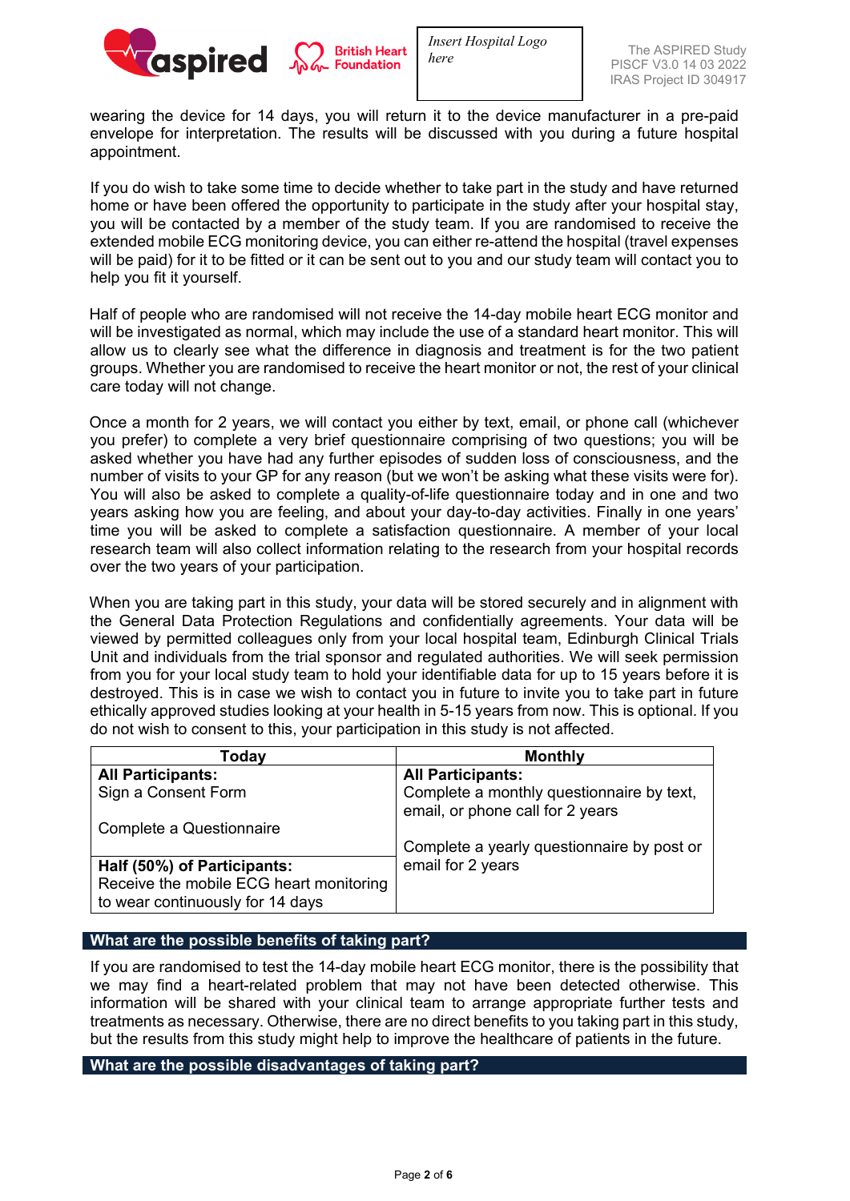wearing the device for 14 days, you will return it to the device manufacturer in a pre-paid envelope for interpretation. The results will be discussed with you during a future hospital appointment.

If you do wish to take some time to decide whether to take part in the study and have returned home or have been offered the opportunity to participate in the study after your hospital stay, you will be contacted by a member of the study team. If you are randomised to receive the extended mobile ECG monitoring device, you can either re-attend the hospital (travel expenses will be paid) for it to be fitted or it can be sent out to you and our study team will contact you to help you fit it yourself.

Half of people who are randomised will not receive the 14-day mobile heart ECG monitor and will be investigated as normal, which may include the use of a standard heart monitor. This will allow us to clearly see what the difference in diagnosis and treatment is for the two patient groups. Whether you are randomised to receive the heart monitor or not, the rest of your clinical care today will not change.

Once a month for 2 years, we will contact you either by text, email, or phone call (whichever you prefer) to complete a very brief questionnaire comprising of two questions; you will be asked whether you have had any further episodes of sudden loss of consciousness, and the number of visits to your GP for any reason (but we won't be asking what these visits were for). You will also be asked to complete a quality-of-life questionnaire today and in one and two years asking how you are feeling, and about your day-to-day activities. Finally in one years' time you will be asked to complete a satisfaction questionnaire. A member of your local research team will also collect information relating to the research from your hospital records over the two years of your participation.

When you are taking part in this study, your data will be stored securely and in alignment with the General Data Protection Regulations and confidentially agreements. Your data will be viewed by permitted colleagues only from your local hospital team, Edinburgh Clinical Trials Unit and individuals from the trial sponsor and regulated authorities. We will seek permission from you for your local study team to hold your identifiable data for up to 15 years before it is destroyed. This is in case we wish to contact you in future to invite you to take part in future ethically approved studies looking at your health in 5-15 years from now. This is optional. If you do not wish to consent to this, your participation in this study is not affected.

| Today | Monthly |
|---|---|
| **All Participants:**<br>Sign a Consent Form<br><br>Complete a Questionnaire | **All Participants:**<br>Complete a monthly questionnaire by text, email, or phone call for 2 years<br><br>Complete a yearly questionnaire by post or email for 2 years |
| **Half (50%) of Participants:**<br>Receive the mobile ECG heart monitoring to wear continuously for 14 days | |

## What are the possible benefits of taking part?

If you are randomised to test the 14-day mobile heart ECG monitor, there is the possibility that we may find a heart-related problem that may not have been detected otherwise. This information will be shared with your clinical team to arrange appropriate further tests and treatments as necessary. Otherwise, there are no direct benefits to you taking part in this study, but the results from this study might help to improve the healthcare of patients in the future.

## What are the possible disadvantages of taking part?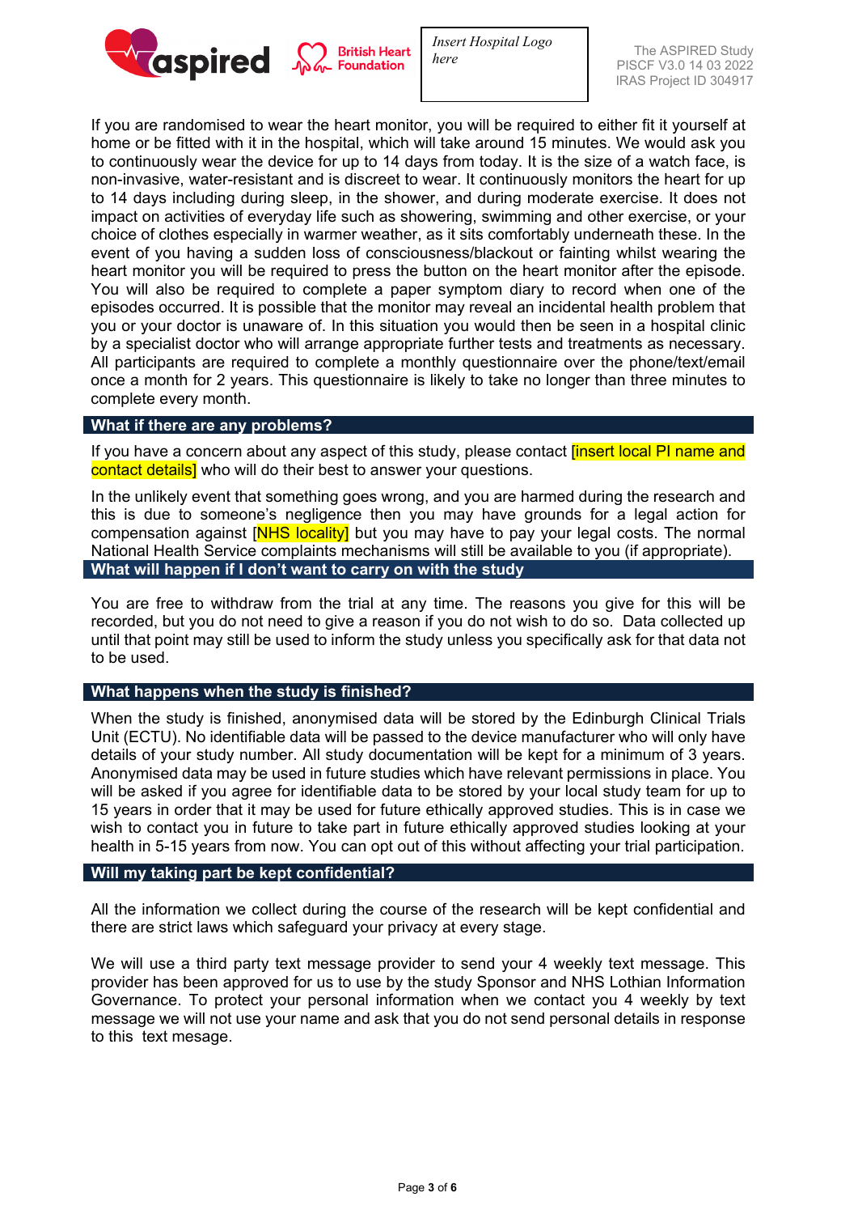If you are randomised to wear the heart monitor, you will be required to either fit it yourself at home or be fitted with it in the hospital, which will take around 15 minutes. We would ask you to continuously wear the device for up to 14 days from today. It is the size of a watch face, is non-invasive, water-resistant and is discreet to wear. It continuously monitors the heart for up to 14 days including during sleep, in the shower, and during moderate exercise. It does not impact on activities of everyday life such as showering, swimming and other exercise, or your choice of clothes especially in warmer weather, as it sits comfortably underneath these. In the event of you having a sudden loss of consciousness/blackout or fainting whilst wearing the heart monitor you will be required to press the button on the heart monitor after the episode. You will also be required to complete a paper symptom diary to record when one of the episodes occurred. It is possible that the monitor may reveal an incidental health problem that you or your doctor is unaware of. In this situation you would then be seen in a hospital clinic by a specialist doctor who will arrange appropriate further tests and treatments as necessary. All participants are required to complete a monthly questionnaire over the phone/text/email once a month for 2 years. This questionnaire is likely to take no longer than three minutes to complete every month.

## What if there are any problems?

If you have a concern about any aspect of this study, please contact [insert local PI name and contact details] who will do their best to answer your questions.

In the unlikely event that something goes wrong, and you are harmed during the research and this is due to someone's negligence then you may have grounds for a legal action for compensation against [NHS locality] but you may have to pay your legal costs. The normal National Health Service complaints mechanisms will still be available to you (if appropriate).

## What will happen if I don't want to carry on with the study

You are free to withdraw from the trial at any time. The reasons you give for this will be recorded, but you do not need to give a reason if you do not wish to do so. Data collected up until that point may still be used to inform the study unless you specifically ask for that data not to be used.

## What happens when the study is finished?

When the study is finished, anonymised data will be stored by the Edinburgh Clinical Trials Unit (ECTU). No identifiable data will be passed to the device manufacturer who will only have details of your study number. All study documentation will be kept for a minimum of 3 years. Anonymised data may be used in future studies which have relevant permissions in place. You will be asked if you agree for identifiable data to be stored by your local study team for up to 15 years in order that it may be used for future ethically approved studies. This is in case we wish to contact you in future to take part in future ethically approved studies looking at your health in 5-15 years from now. You can opt out of this without affecting your trial participation.

## Will my taking part be kept confidential?

All the information we collect during the course of the research will be kept confidential and there are strict laws which safeguard your privacy at every stage.

We will use a third party text message provider to send your 4 weekly text message. This provider has been approved for us to use by the study Sponsor and NHS Lothian Information Governance. To protect your personal information when we contact you 4 weekly by text message we will not use your name and ask that you do not send personal details in response to this text mesage.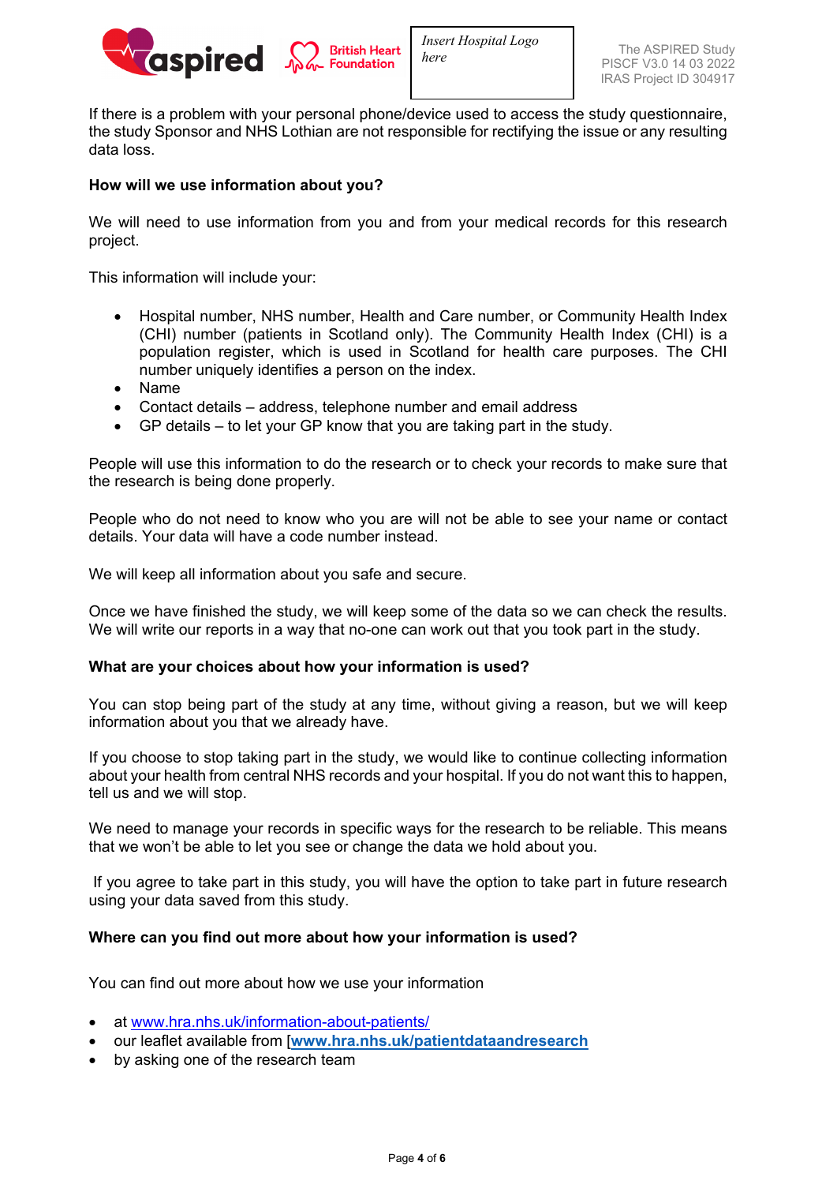If there is a problem with your personal phone/device used to access the study questionnaire, the study Sponsor and NHS Lothian are not responsible for rectifying the issue or any resulting data loss.

**How will we use information about you?**

We will need to use information from you and from your medical records for this research project.

This information will include your:

- Hospital number, NHS number, Health and Care number, or Community Health Index (CHI) number (patients in Scotland only). The Community Health Index (CHI) is a population register, which is used in Scotland for health care purposes. The CHI number uniquely identifies a person on the index.
- Name
- Contact details – address, telephone number and email address
- GP details – to let your GP know that you are taking part in the study.

People will use this information to do the research or to check your records to make sure that the research is being done properly.

People who do not need to know who you are will not be able to see your name or contact details. Your data will have a code number instead.

We will keep all information about you safe and secure.

Once we have finished the study, we will keep some of the data so we can check the results. We will write our reports in a way that no-one can work out that you took part in the study.

**What are your choices about how your information is used?**

You can stop being part of the study at any time, without giving a reason, but we will keep information about you that we already have.

If you choose to stop taking part in the study, we would like to continue collecting information about your health from central NHS records and your hospital. If you do not want this to happen, tell us and we will stop.

We need to manage your records in specific ways for the research to be reliable. This means that we won't be able to let you see or change the data we hold about you.

If you agree to take part in this study, you will have the option to take part in future research using your data saved from this study.

**Where can you find out more about how your information is used?**

You can find out more about how we use your information

- at www.hra.nhs.uk/information-about-patients/
- our leaflet available from [**www.hra.nhs.uk/patientdataandresearch**
- by asking one of the research team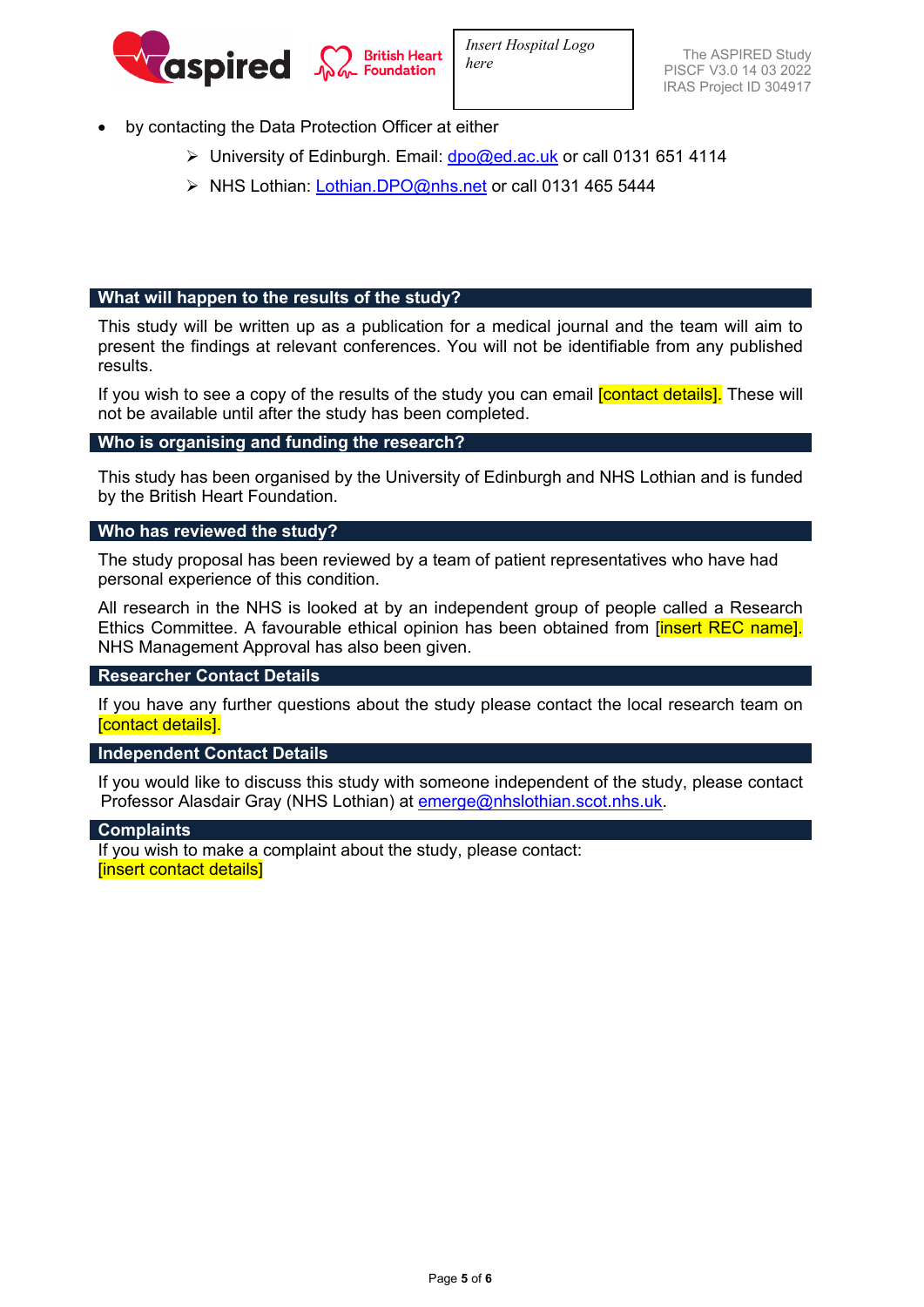- by contacting the Data Protection Officer at either
  - University of Edinburgh. Email: dpo@ed.ac.uk or call 0131 651 4114
  - NHS Lothian: Lothian.DPO@nhs.net or call 0131 465 5444

## What will happen to the results of the study?

This study will be written up as a publication for a medical journal and the team will aim to present the findings at relevant conferences. You will not be identifiable from any published results.

If you wish to see a copy of the results of the study you can email [contact details]. These will not be available until after the study has been completed.

## Who is organising and funding the research?

This study has been organised by the University of Edinburgh and NHS Lothian and is funded by the British Heart Foundation.

## Who has reviewed the study?

The study proposal has been reviewed by a team of patient representatives who have had personal experience of this condition.

All research in the NHS is looked at by an independent group of people called a Research Ethics Committee. A favourable ethical opinion has been obtained from [insert REC name]. NHS Management Approval has also been given.

## Researcher Contact Details

If you have any further questions about the study please contact the local research team on [contact details].

## Independent Contact Details

If you would like to discuss this study with someone independent of the study, please contact Professor Alasdair Gray (NHS Lothian) at emerge@nhslothian.scot.nhs.uk.

## Complaints

If you wish to make a complaint about the study, please contact:
[insert contact details]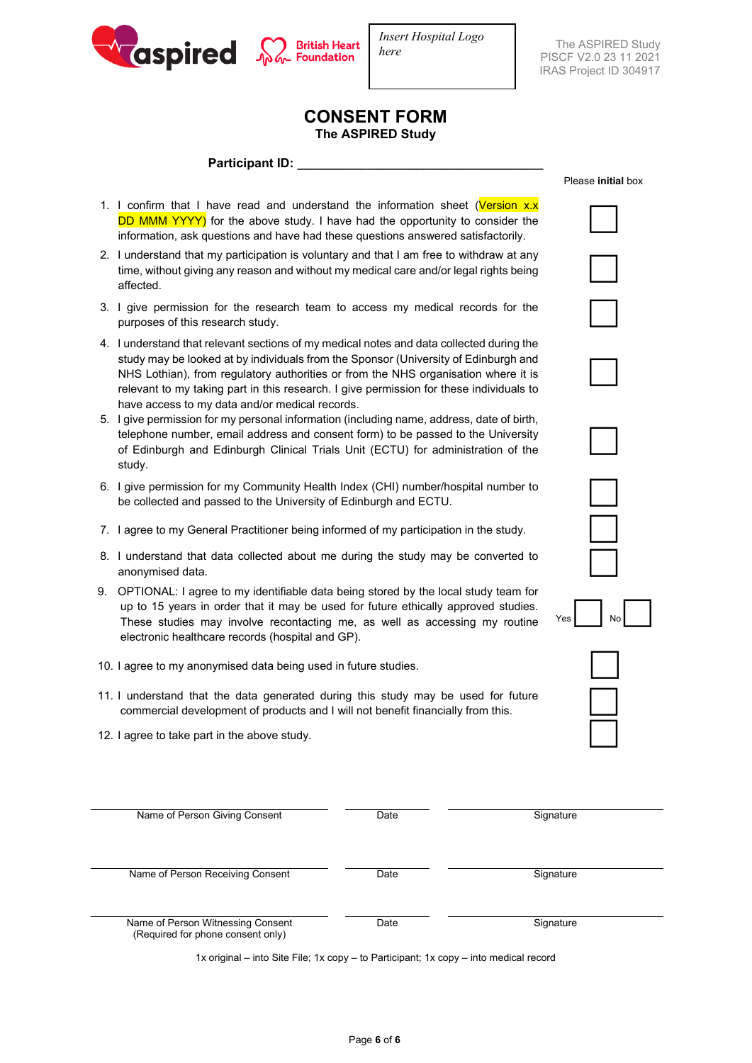Insert Hospital Logo here

The ASPIRED Study
PISCF V2.0 23 11 2021
IRAS Project ID 304917

# CONSENT FORM

## The ASPIRED Study

**Participant ID: ___________________________________**

Please **initial** box

1. I confirm that I have read and understand the information sheet (Version x.x DD MMM YYYY) for the above study. I have had the opportunity to consider the information, ask questions and have had these questions answered satisfactorily. ☐
2. I understand that my participation is voluntary and that I am free to withdraw at any time, without giving any reason and without my medical care and/or legal rights being affected. ☐
3. I give permission for the research team to access my medical records for the purposes of this research study. ☐
4. I understand that relevant sections of my medical notes and data collected during the study may be looked at by individuals from the Sponsor (University of Edinburgh and NHS Lothian), from regulatory authorities or from the NHS organisation where it is relevant to my taking part in this research. I give permission for these individuals to have access to my data and/or medical records. ☐
5. I give permission for my personal information (including name, address, date of birth, telephone number, email address and consent form) to be passed to the University of Edinburgh and Edinburgh Clinical Trials Unit (ECTU) for administration of the study. ☐
6. I give permission for my Community Health Index (CHI) number/hospital number to be collected and passed to the University of Edinburgh and ECTU. ☐
7. I agree to my General Practitioner being informed of my participation in the study. ☐
8. I understand that data collected about me during the study may be converted to anonymised data. ☐
9. OPTIONAL: I agree to my identifiable data being stored by the local study team for up to 15 years in order that it may be used for future ethically approved studies. These studies may involve recontacting me, as well as accessing my routine electronic healthcare records (hospital and GP). Yes ☐ No ☐
10. I agree to my anonymised data being used in future studies. ☐
11. I understand that the data generated during this study may be used for future commercial development of products and I will not benefit financially from this. ☐
12. I agree to take part in the above study. ☐

| | | |
|---|---|---|
| Name of Person Giving Consent | Date | Signature |
| Name of Person Receiving Consent | Date | Signature |
| Name of Person Witnessing Consent (Required for phone consent only) | Date | Signature |

1x original – into Site File; 1x copy – to Participant; 1x copy – into medical record